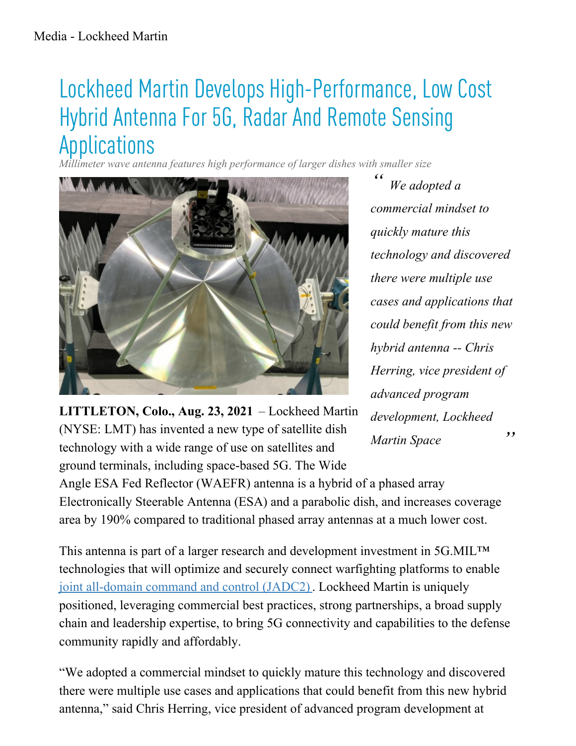Media - Lockheed Martin

# Lockheed Martin Develops High-Performance, Low Cost Hybrid Antenna For 5G, Radar And Remote Sensing Applications

*Millimeter wave antenna features high performance of larger dishes with smaller size*

> *"We adopted a commercial mindset to quickly mature this technology and discovered there were multiple use cases and applications that could benefit from this new hybrid antenna -- Chris Herring, vice president of advanced program development, Lockheed Martin Space"*

**LITTLETON, Colo., Aug. 23, 2021** – Lockheed Martin (NYSE: LMT) has invented a new type of satellite dish technology with a wide range of use on satellites and ground terminals, including space-based 5G. The Wide Angle ESA Fed Reflector (WAEFR) antenna is a hybrid of a phased array Electronically Steerable Antenna (ESA) and a parabolic dish, and increases coverage area by 190% compared to traditional phased array antennas at a much lower cost.

This antenna is part of a larger research and development investment in 5G.MIL™ technologies that will optimize and securely connect warfighting platforms to enable joint all-domain command and control (JADC2). Lockheed Martin is uniquely positioned, leveraging commercial best practices, strong partnerships, a broad supply chain and leadership expertise, to bring 5G connectivity and capabilities to the defense community rapidly and affordably.

"We adopted a commercial mindset to quickly mature this technology and discovered there were multiple use cases and applications that could benefit from this new hybrid antenna," said Chris Herring, vice president of advanced program development at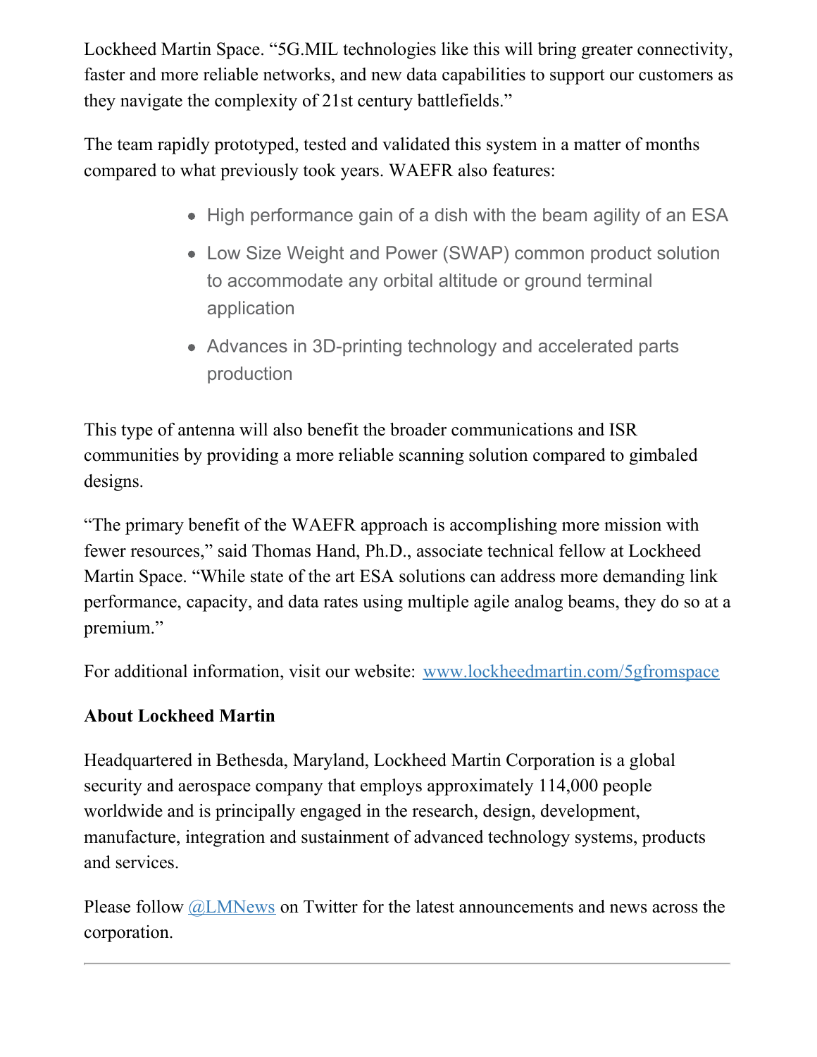Lockheed Martin Space. “5G.MIL technologies like this will bring greater connectivity, faster and more reliable networks, and new data capabilities to support our customers as they navigate the complexity of 21st century battlefields.”

The team rapidly prototyped, tested and validated this system in a matter of months compared to what previously took years. WAEFR also features:

- High performance gain of a dish with the beam agility of an ESA
- Low Size Weight and Power (SWAP) common product solution to accommodate any orbital altitude or ground terminal application
- Advances in 3D-printing technology and accelerated parts production

This type of antenna will also benefit the broader communications and ISR communities by providing a more reliable scanning solution compared to gimbaled designs.

“The primary benefit of the WAEFR approach is accomplishing more mission with fewer resources,” said Thomas Hand, Ph.D., associate technical fellow at Lockheed Martin Space. “While state of the art ESA solutions can address more demanding link performance, capacity, and data rates using multiple agile analog beams, they do so at a premium.”

For additional information, visit our website: [www.lockheedmartin.com/5gfromspace](www.lockheedmartin.com/5gfromspace)

**About Lockheed Martin**

Headquartered in Bethesda, Maryland, Lockheed Martin Corporation is a global security and aerospace company that employs approximately 114,000 people worldwide and is principally engaged in the research, design, development, manufacture, integration and sustainment of advanced technology systems, products and services.

Please follow @LMNews on Twitter for the latest announcements and news across the corporation.

---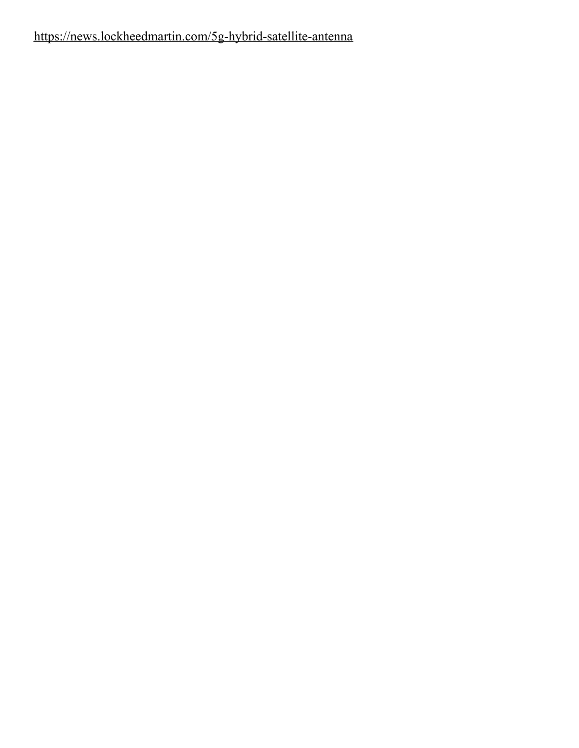https://news.lockheedmartin.com/5g-hybrid-satellite-antenna